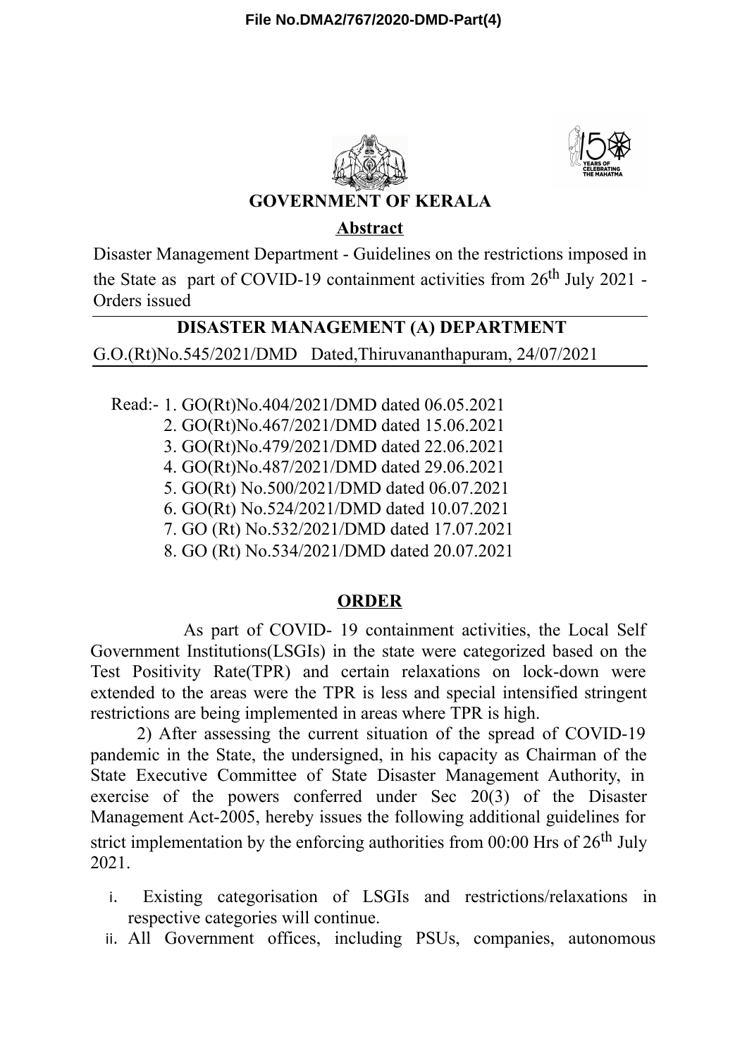File No.DMA2/767/2020-DMD-Part(4)

# GOVERNMENT OF KERALA

## Abstract

Disaster Management Department - Guidelines on the restrictions imposed in the State as part of COVID-19 containment activities from 26th July 2021 - Orders issued

## DISASTER MANAGEMENT (A) DEPARTMENT

G.O.(Rt)No.545/2021/DMD Dated,Thiruvananthapuram, 24/07/2021

Read:- 1. GO(Rt)No.404/2021/DMD dated 06.05.2021
2. GO(Rt)No.467/2021/DMD dated 15.06.2021
3. GO(Rt)No.479/2021/DMD dated 22.06.2021
4. GO(Rt)No.487/2021/DMD dated 29.06.2021
5. GO(Rt) No.500/2021/DMD dated 06.07.2021
6. GO(Rt) No.524/2021/DMD dated 10.07.2021
7. GO (Rt) No.532/2021/DMD dated 17.07.2021
8. GO (Rt) No.534/2021/DMD dated 20.07.2021

## ORDER

As part of COVID- 19 containment activities, the Local Self Government Institutions(LSGIs) in the state were categorized based on the Test Positivity Rate(TPR) and certain relaxations on lock-down were extended to the areas were the TPR is less and special intensified stringent restrictions are being implemented in areas where TPR is high.

2) After assessing the current situation of the spread of COVID-19 pandemic in the State, the undersigned, in his capacity as Chairman of the State Executive Committee of State Disaster Management Authority, in exercise of the powers conferred under Sec 20(3) of the Disaster Management Act-2005, hereby issues the following additional guidelines for strict implementation by the enforcing authorities from 00:00 Hrs of 26th July 2021.

i. Existing categorisation of LSGIs and restrictions/relaxations in respective categories will continue.

ii. All Government offices, including PSUs, companies, autonomous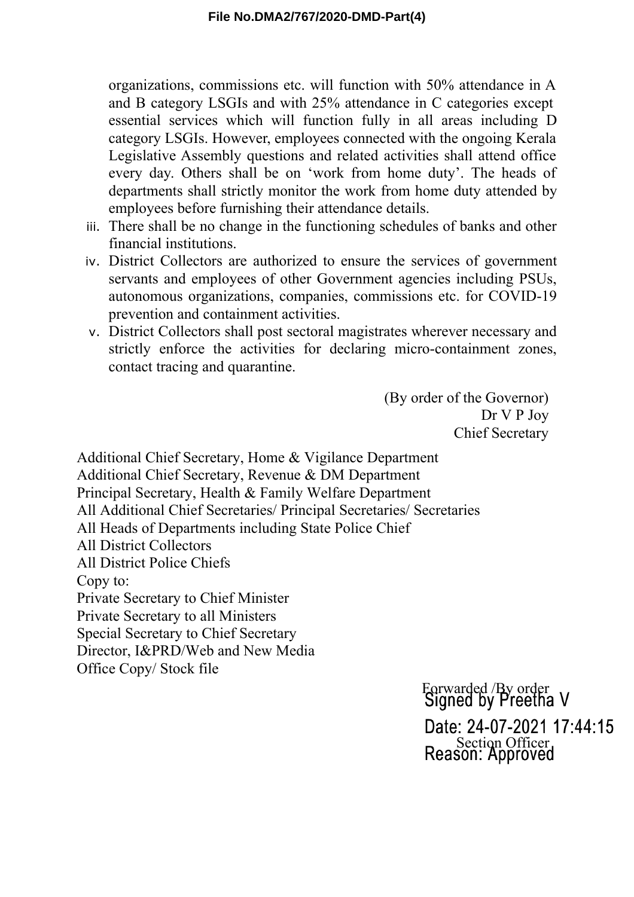organizations, commissions etc. will function with 50% attendance in A and B category LSGIs and with 25% attendance in C categories except essential services which will function fully in all areas including D category LSGIs. However, employees connected with the ongoing Kerala Legislative Assembly questions and related activities shall attend office every day. Others shall be on 'work from home duty'. The heads of departments shall strictly monitor the work from home duty attended by employees before furnishing their attendance details.

iii. There shall be no change in the functioning schedules of banks and other financial institutions.

iv. District Collectors are authorized to ensure the services of government servants and employees of other Government agencies including PSUs, autonomous organizations, companies, commissions etc. for COVID-19 prevention and containment activities.

v. District Collectors shall post sectoral magistrates wherever necessary and strictly enforce the activities for declaring micro-containment zones, contact tracing and quarantine.

(By order of the Governor)
Dr V P Joy
Chief Secretary

Additional Chief Secretary, Home & Vigilance Department
Additional Chief Secretary, Revenue & DM Department
Principal Secretary, Health & Family Welfare Department
All Additional Chief Secretaries/ Principal Secretaries/ Secretaries
All Heads of Departments including State Police Chief
All District Collectors
All District Police Chiefs
Copy to:
Private Secretary to Chief Minister
Private Secretary to all Ministers
Special Secretary to Chief Secretary
Director, I&PRD/Web and New Media
Office Copy/ Stock file

Forwarded /By order
Section Officer

Signed by Preetha V
Date: 24-07-2021 17:44:15
Reason: Approved